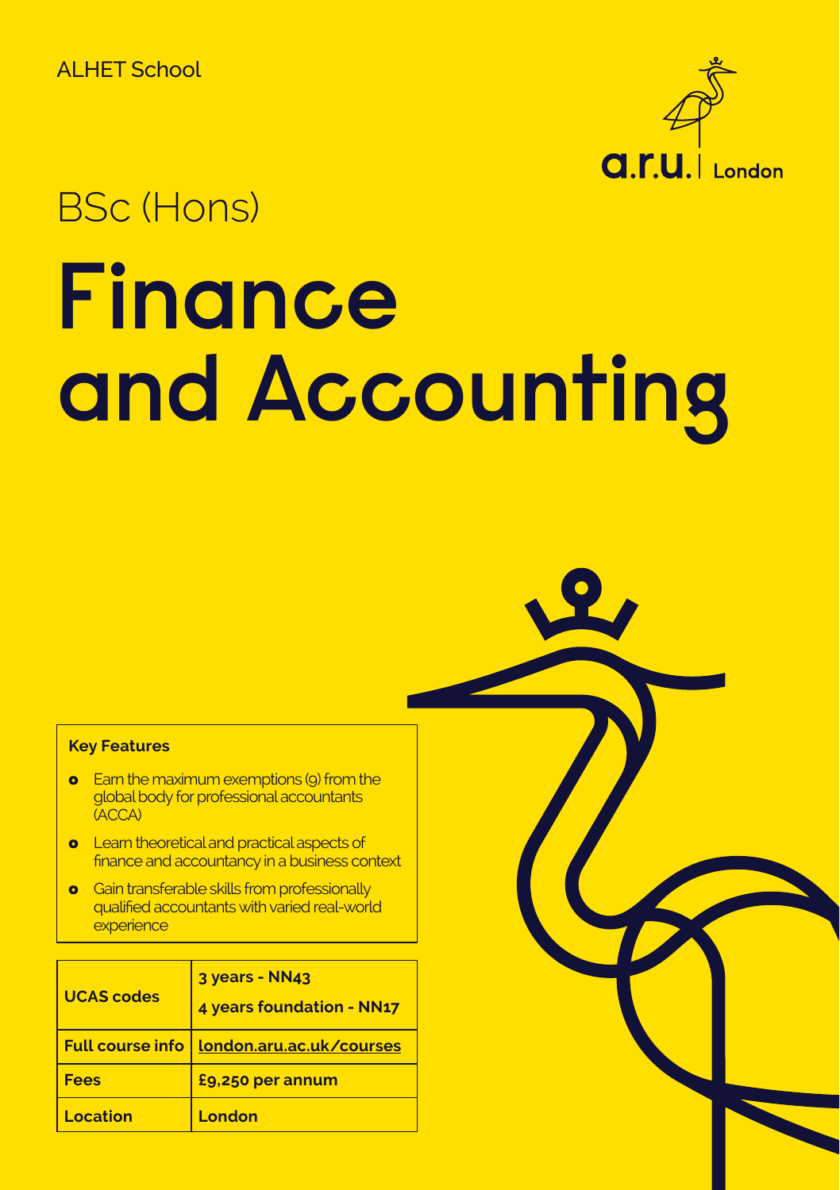ALHET School

a.r.u. | London

BSc (Hons)

# Finance and Accounting

**Key Features**

- Earn the maximum exemptions (9) from the global body for professional accountants (ACCA)
- Learn theoretical and practical aspects of finance and accountancy in a business context
- Gain transferable skills from professionally qualified accountants with varied real-world experience

| | |
|---|---|
| **UCAS codes** | **3 years - NN43**<br>**4 years foundation - NN17** |
| **Full course info** | **london.aru.ac.uk/courses** |
| **Fees** | **£9,250 per annum** |
| **Location** | **London** |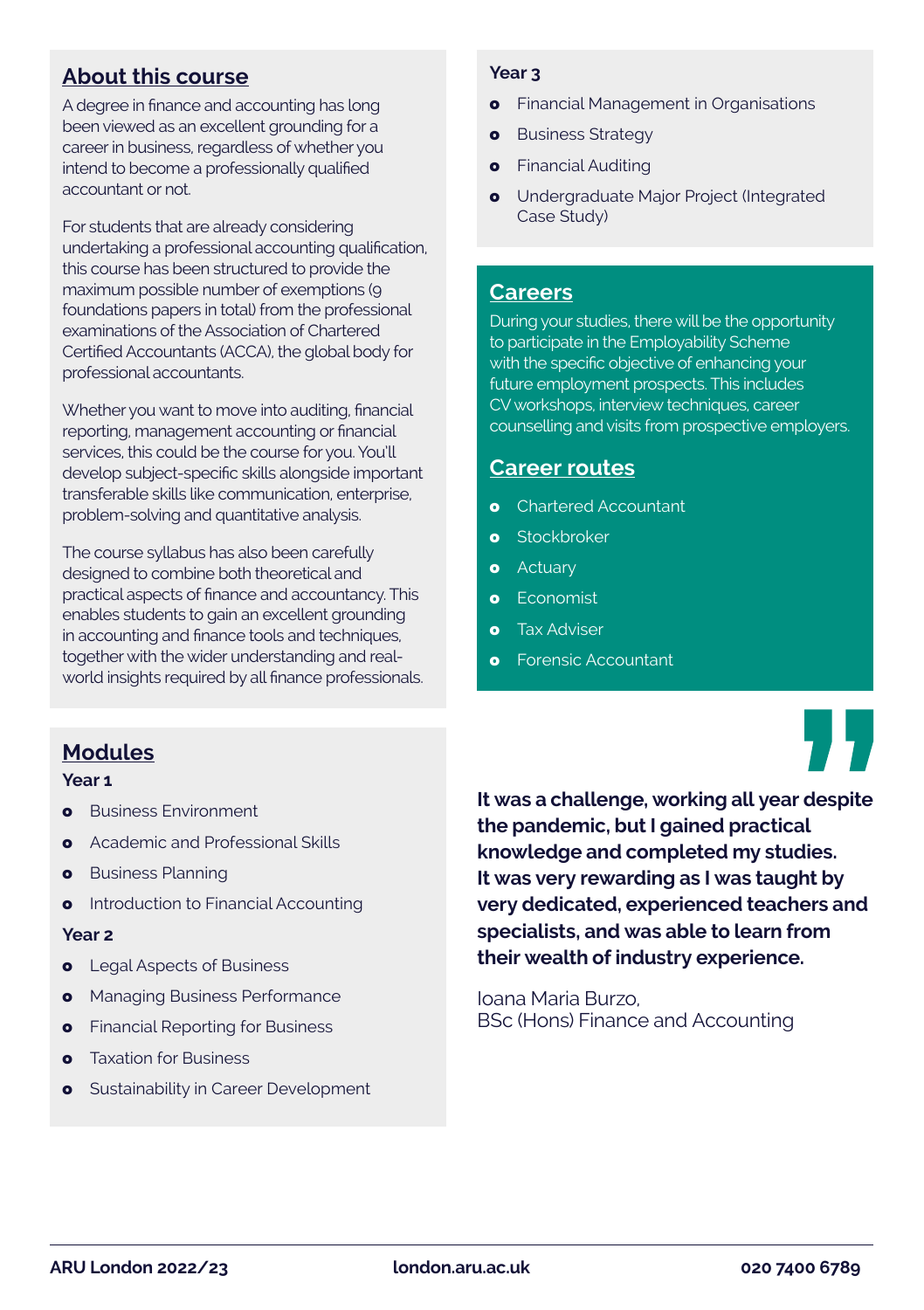## About this course

A degree in finance and accounting has long been viewed as an excellent grounding for a career in business, regardless of whether you intend to become a professionally qualified accountant or not.

For students that are already considering undertaking a professional accounting qualification, this course has been structured to provide the maximum possible number of exemptions (9 foundations papers in total) from the professional examinations of the Association of Chartered Certified Accountants (ACCA), the global body for professional accountants.

Whether you want to move into auditing, financial reporting, management accounting or financial services, this could be the course for you. You'll develop subject-specific skills alongside important transferable skills like communication, enterprise, problem-solving and quantitative analysis.

The course syllabus has also been carefully designed to combine both theoretical and practical aspects of finance and accountancy. This enables students to gain an excellent grounding in accounting and finance tools and techniques, together with the wider understanding and real-world insights required by all finance professionals.

## Modules

**Year 1**

- Business Environment
- Academic and Professional Skills
- Business Planning
- Introduction to Financial Accounting

**Year 2**

- Legal Aspects of Business
- Managing Business Performance
- Financial Reporting for Business
- Taxation for Business
- Sustainability in Career Development

**Year 3**

- Financial Management in Organisations
- Business Strategy
- Financial Auditing
- Undergraduate Major Project (Integrated Case Study)

## Careers

During your studies, there will be the opportunity to participate in the Employability Scheme with the specific objective of enhancing your future employment prospects. This includes CV workshops, interview techniques, career counselling and visits from prospective employers.

## Career routes

- Chartered Accountant
- Stockbroker
- Actuary
- Economist
- Tax Adviser
- Forensic Accountant

**It was a challenge, working all year despite the pandemic, but I gained practical knowledge and completed my studies. It was very rewarding as I was taught by very dedicated, experienced teachers and specialists, and was able to learn from their wealth of industry experience.**

Ioana Maria Burzo,
BSc (Hons) Finance and Accounting

**ARU London 2022/23** **london.aru.ac.uk** **020 7400 6789**